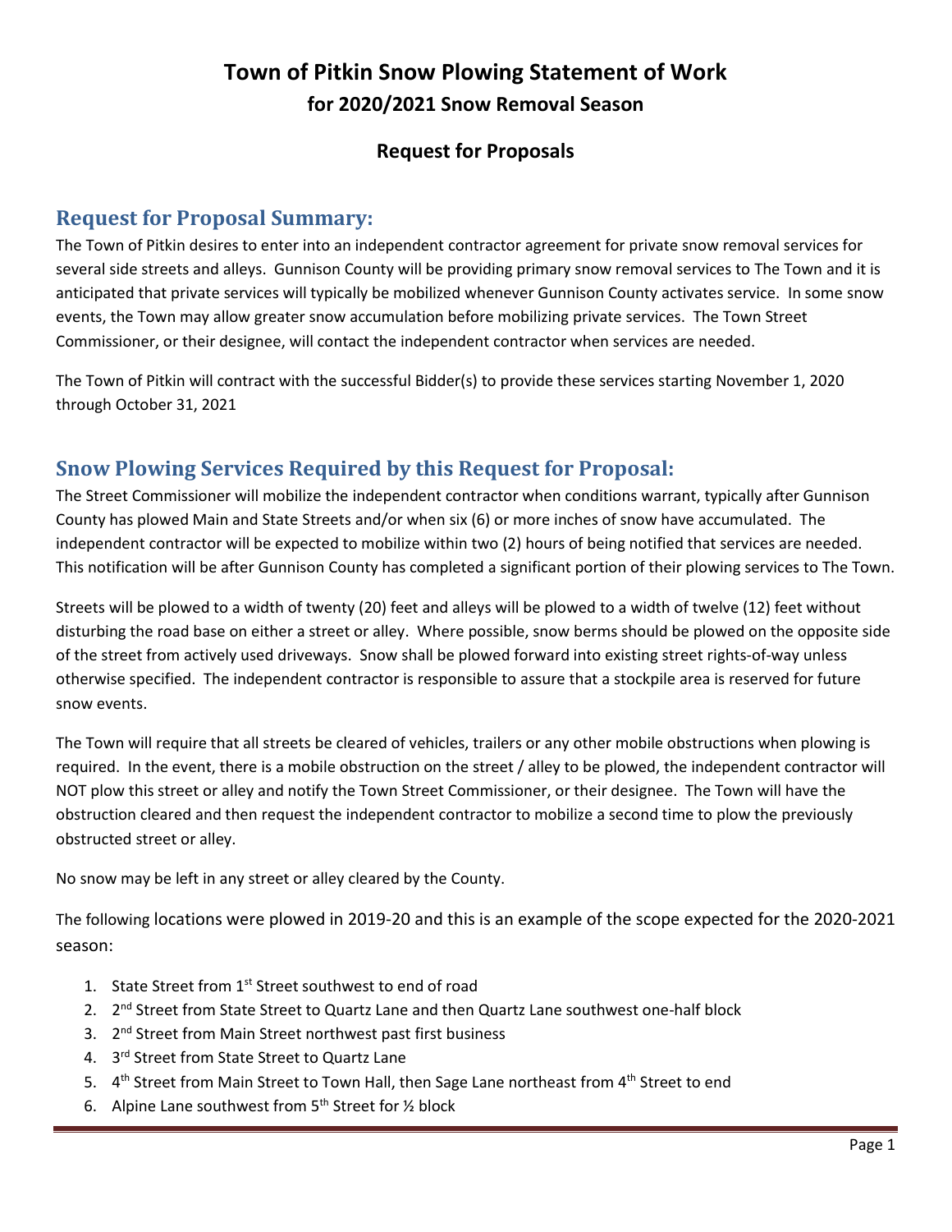# Town of Pitkin Snow Plowing Statement of Work

## for 2020/2021 Snow Removal Season

### Request for Proposals

## Request for Proposal Summary:

The Town of Pitkin desires to enter into an independent contractor agreement for private snow removal services for several side streets and alleys. Gunnison County will be providing primary snow removal services to The Town and it is anticipated that private services will typically be mobilized whenever Gunnison County activates service. In some snow events, the Town may allow greater snow accumulation before mobilizing private services. The Town Street Commissioner, or their designee, will contact the independent contractor when services are needed.

The Town of Pitkin will contract with the successful Bidder(s) to provide these services starting November 1, 2020 through October 31, 2021

## Snow Plowing Services Required by this Request for Proposal:

The Street Commissioner will mobilize the independent contractor when conditions warrant, typically after Gunnison County has plowed Main and State Streets and/or when six (6) or more inches of snow have accumulated. The independent contractor will be expected to mobilize within two (2) hours of being notified that services are needed. This notification will be after Gunnison County has completed a significant portion of their plowing services to The Town.

Streets will be plowed to a width of twenty (20) feet and alleys will be plowed to a width of twelve (12) feet without disturbing the road base on either a street or alley. Where possible, snow berms should be plowed on the opposite side of the street from actively used driveways. Snow shall be plowed forward into existing street rights-of-way unless otherwise specified. The independent contractor is responsible to assure that a stockpile area is reserved for future snow events.

The Town will require that all streets be cleared of vehicles, trailers or any other mobile obstructions when plowing is required. In the event, there is a mobile obstruction on the street / alley to be plowed, the independent contractor will NOT plow this street or alley and notify the Town Street Commissioner, or their designee. The Town will have the obstruction cleared and then request the independent contractor to mobilize a second time to plow the previously obstructed street or alley.

No snow may be left in any street or alley cleared by the County.

The following locations were plowed in 2019-20 and this is an example of the scope expected for the 2020-2021 season:

1. State Street from 1st Street southwest to end of road
2. 2nd Street from State Street to Quartz Lane and then Quartz Lane southwest one-half block
3. 2nd Street from Main Street northwest past first business
4. 3rd Street from State Street to Quartz Lane
5. 4th Street from Main Street to Town Hall, then Sage Lane northeast from 4th Street to end
6. Alpine Lane southwest from 5th Street for ½ block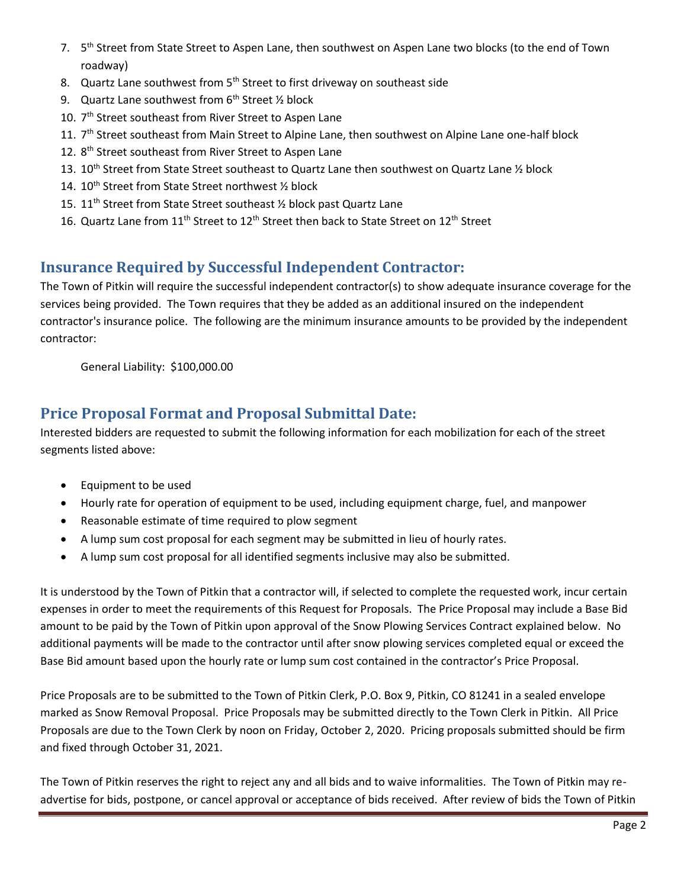7. 5th Street from State Street to Aspen Lane, then southwest on Aspen Lane two blocks (to the end of Town roadway)
8. Quartz Lane southwest from 5th Street to first driveway on southeast side
9. Quartz Lane southwest from 6th Street ½ block
10. 7th Street southeast from River Street to Aspen Lane
11. 7th Street southeast from Main Street to Alpine Lane, then southwest on Alpine Lane one-half block
12. 8th Street southeast from River Street to Aspen Lane
13. 10th Street from State Street southeast to Quartz Lane then southwest on Quartz Lane ½ block
14. 10th Street from State Street northwest ½ block
15. 11th Street from State Street southeast ½ block past Quartz Lane
16. Quartz Lane from 11th Street to 12th Street then back to State Street on 12th Street

## Insurance Required by Successful Independent Contractor:

The Town of Pitkin will require the successful independent contractor(s) to show adequate insurance coverage for the services being provided. The Town requires that they be added as an additional insured on the independent contractor's insurance police. The following are the minimum insurance amounts to be provided by the independent contractor:

General Liability: $100,000.00

## Price Proposal Format and Proposal Submittal Date:

Interested bidders are requested to submit the following information for each mobilization for each of the street segments listed above:

- Equipment to be used
- Hourly rate for operation of equipment to be used, including equipment charge, fuel, and manpower
- Reasonable estimate of time required to plow segment
- A lump sum cost proposal for each segment may be submitted in lieu of hourly rates.
- A lump sum cost proposal for all identified segments inclusive may also be submitted.

It is understood by the Town of Pitkin that a contractor will, if selected to complete the requested work, incur certain expenses in order to meet the requirements of this Request for Proposals. The Price Proposal may include a Base Bid amount to be paid by the Town of Pitkin upon approval of the Snow Plowing Services Contract explained below. No additional payments will be made to the contractor until after snow plowing services completed equal or exceed the Base Bid amount based upon the hourly rate or lump sum cost contained in the contractor's Price Proposal.

Price Proposals are to be submitted to the Town of Pitkin Clerk, P.O. Box 9, Pitkin, CO 81241 in a sealed envelope marked as Snow Removal Proposal. Price Proposals may be submitted directly to the Town Clerk in Pitkin. All Price Proposals are due to the Town Clerk by noon on Friday, October 2, 2020. Pricing proposals submitted should be firm and fixed through October 31, 2021.

The Town of Pitkin reserves the right to reject any and all bids and to waive informalities. The Town of Pitkin may re-advertise for bids, postpone, or cancel approval or acceptance of bids received. After review of bids the Town of Pitkin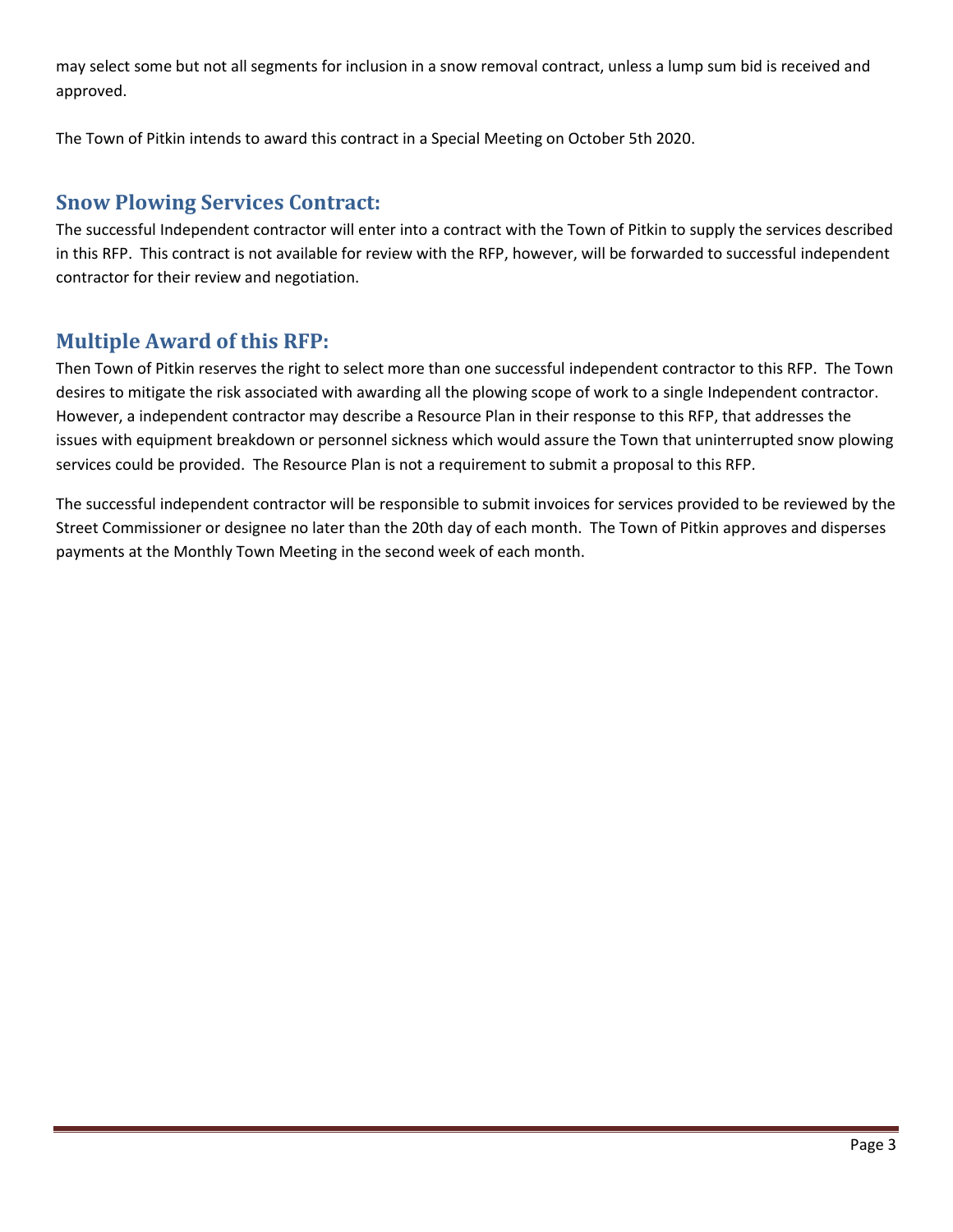may select some but not all segments for inclusion in a snow removal contract, unless a lump sum bid is received and approved.

The Town of Pitkin intends to award this contract in a Special Meeting on October 5th 2020.

## Snow Plowing Services Contract:

The successful Independent contractor will enter into a contract with the Town of Pitkin to supply the services described in this RFP. This contract is not available for review with the RFP, however, will be forwarded to successful independent contractor for their review and negotiation.

## Multiple Award of this RFP:

Then Town of Pitkin reserves the right to select more than one successful independent contractor to this RFP. The Town desires to mitigate the risk associated with awarding all the plowing scope of work to a single Independent contractor. However, a independent contractor may describe a Resource Plan in their response to this RFP, that addresses the issues with equipment breakdown or personnel sickness which would assure the Town that uninterrupted snow plowing services could be provided. The Resource Plan is not a requirement to submit a proposal to this RFP.

The successful independent contractor will be responsible to submit invoices for services provided to be reviewed by the Street Commissioner or designee no later than the 20th day of each month. The Town of Pitkin approves and disperses payments at the Monthly Town Meeting in the second week of each month.